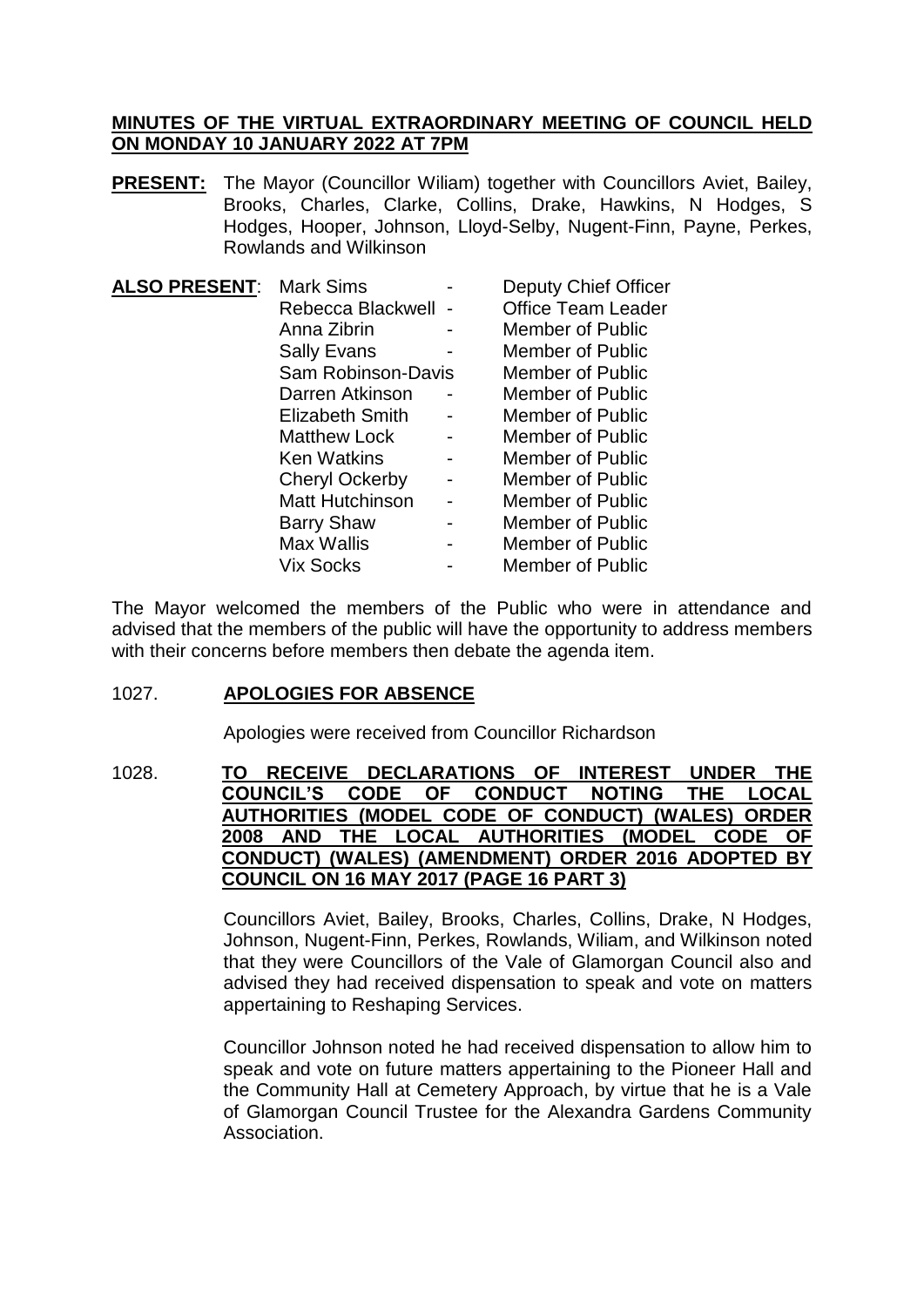**MINUTES OF THE VIRTUAL EXTRAORDINARY MEETING OF COUNCIL HELD ON MONDAY 10 JANUARY 2022 AT 7PM**

**PRESENT:** The Mayor (Councillor Wiliam) together with Councillors Aviet, Bailey, Brooks, Charles, Clarke, Collins, Drake, Hawkins, N Hodges, S Hodges, Hooper, Johnson, Lloyd-Selby, Nugent-Finn, Payne, Perkes, Rowlands and Wilkinson

**ALSO PRESENT:**

| Name | | Role |
|---|---|---|
| Mark Sims | - | Deputy Chief Officer |
| Rebecca Blackwell | - | Office Team Leader |
| Anna Zibrin | - | Member of Public |
| Sally Evans | - | Member of Public |
| Sam Robinson-Davis | | Member of Public |
| Darren Atkinson | - | Member of Public |
| Elizabeth Smith | - | Member of Public |
| Matthew Lock | - | Member of Public |
| Ken Watkins | - | Member of Public |
| Cheryl Ockerby | - | Member of Public |
| Matt Hutchinson | - | Member of Public |
| Barry Shaw | - | Member of Public |
| Max Wallis | - | Member of Public |
| Vix Socks | - | Member of Public |

The Mayor welcomed the members of the Public who were in attendance and advised that the members of the public will have the opportunity to address members with their concerns before members then debate the agenda item.

1027. **APOLOGIES FOR ABSENCE**

Apologies were received from Councillor Richardson

1028. **TO RECEIVE DECLARATIONS OF INTEREST UNDER THE COUNCIL'S CODE OF CONDUCT NOTING THE LOCAL AUTHORITIES (MODEL CODE OF CONDUCT) (WALES) ORDER 2008 AND THE LOCAL AUTHORITIES (MODEL CODE OF CONDUCT) (WALES) (AMENDMENT) ORDER 2016 ADOPTED BY COUNCIL ON 16 MAY 2017 (PAGE 16 PART 3)**

Councillors Aviet, Bailey, Brooks, Charles, Collins, Drake, N Hodges, Johnson, Nugent-Finn, Perkes, Rowlands, Wiliam, and Wilkinson noted that they were Councillors of the Vale of Glamorgan Council also and advised they had received dispensation to speak and vote on matters appertaining to Reshaping Services.

Councillor Johnson noted he had received dispensation to allow him to speak and vote on future matters appertaining to the Pioneer Hall and the Community Hall at Cemetery Approach, by virtue that he is a Vale of Glamorgan Council Trustee for the Alexandra Gardens Community Association.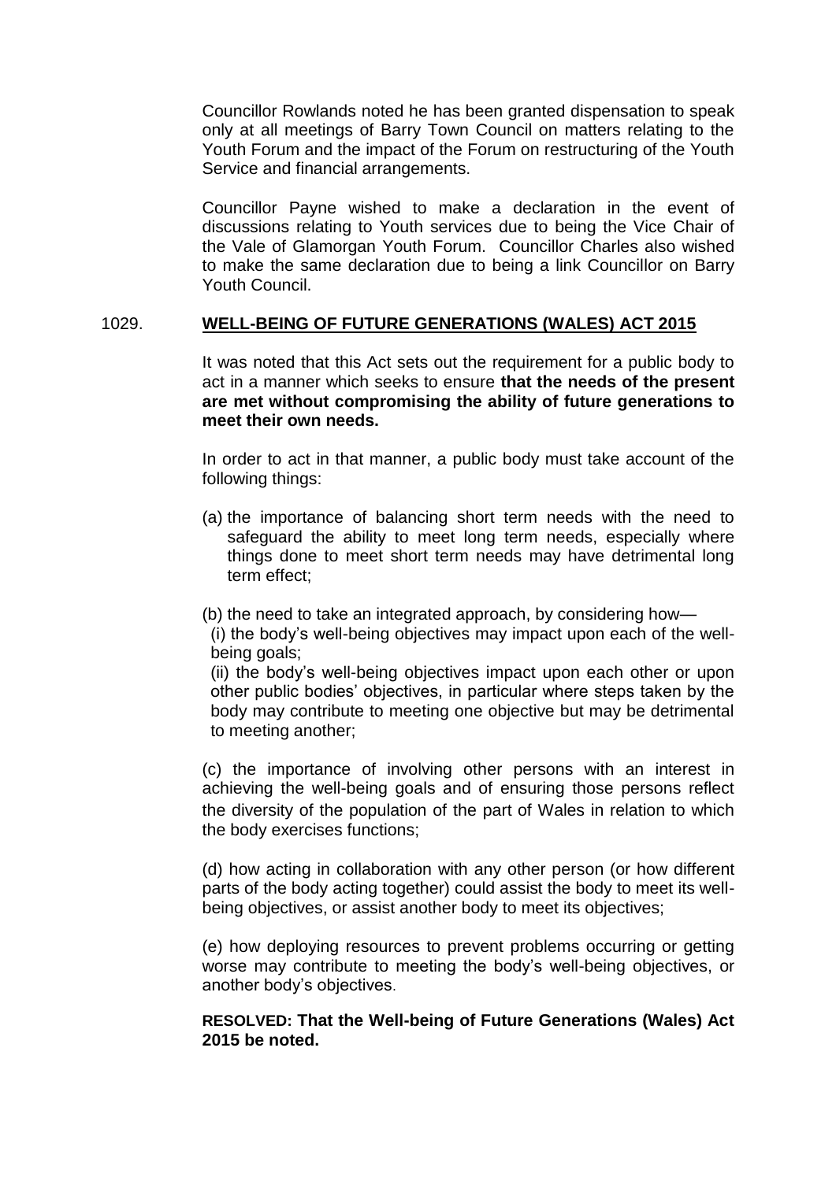Councillor Rowlands noted he has been granted dispensation to speak only at all meetings of Barry Town Council on matters relating to the Youth Forum and the impact of the Forum on restructuring of the Youth Service and financial arrangements.

Councillor Payne wished to make a declaration in the event of discussions relating to Youth services due to being the Vice Chair of the Vale of Glamorgan Youth Forum. Councillor Charles also wished to make the same declaration due to being a link Councillor on Barry Youth Council.

## 1029. WELL-BEING OF FUTURE GENERATIONS (WALES) ACT 2015

It was noted that this Act sets out the requirement for a public body to act in a manner which seeks to ensure **that the needs of the present are met without compromising the ability of future generations to meet their own needs.**

In order to act in that manner, a public body must take account of the following things:

(a) the importance of balancing short term needs with the need to safeguard the ability to meet long term needs, especially where things done to meet short term needs may have detrimental long term effect;

(b) the need to take an integrated approach, by considering how—
(i) the body's well-being objectives may impact upon each of the well-being goals;
(ii) the body's well-being objectives impact upon each other or upon other public bodies' objectives, in particular where steps taken by the body may contribute to meeting one objective but may be detrimental to meeting another;

(c) the importance of involving other persons with an interest in achieving the well-being goals and of ensuring those persons reflect the diversity of the population of the part of Wales in relation to which the body exercises functions;

(d) how acting in collaboration with any other person (or how different parts of the body acting together) could assist the body to meet its well-being objectives, or assist another body to meet its objectives;

(e) how deploying resources to prevent problems occurring or getting worse may contribute to meeting the body's well-being objectives, or another body's objectives.

**RESOLVED: That the Well-being of Future Generations (Wales) Act 2015 be noted.**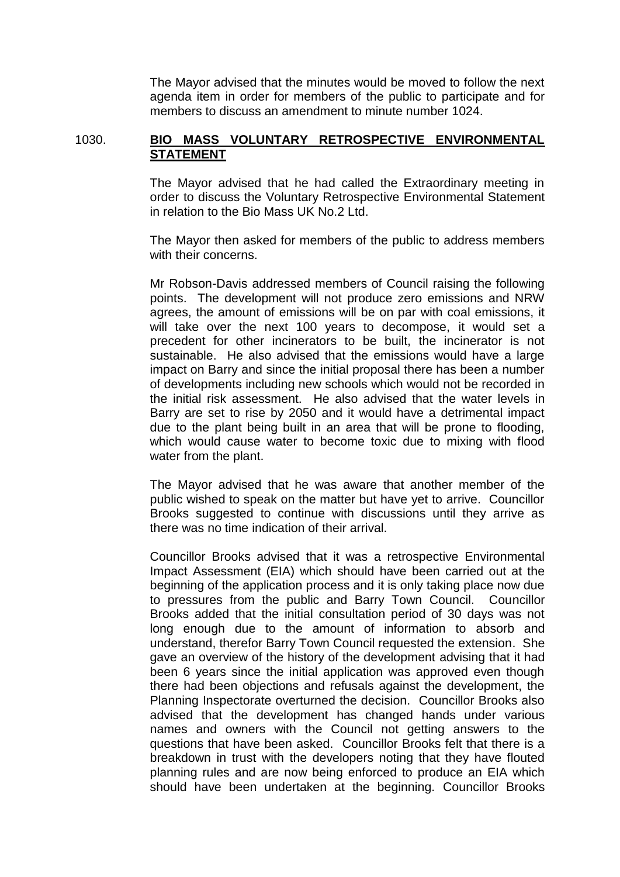The Mayor advised that the minutes would be moved to follow the next agenda item in order for members of the public to participate and for members to discuss an amendment to minute number 1024.

1030. **BIO MASS VOLUNTARY RETROSPECTIVE ENVIRONMENTAL STATEMENT**

The Mayor advised that he had called the Extraordinary meeting in order to discuss the Voluntary Retrospective Environmental Statement in relation to the Bio Mass UK No.2 Ltd.

The Mayor then asked for members of the public to address members with their concerns.

Mr Robson-Davis addressed members of Council raising the following points. The development will not produce zero emissions and NRW agrees, the amount of emissions will be on par with coal emissions, it will take over the next 100 years to decompose, it would set a precedent for other incinerators to be built, the incinerator is not sustainable. He also advised that the emissions would have a large impact on Barry and since the initial proposal there has been a number of developments including new schools which would not be recorded in the initial risk assessment. He also advised that the water levels in Barry are set to rise by 2050 and it would have a detrimental impact due to the plant being built in an area that will be prone to flooding, which would cause water to become toxic due to mixing with flood water from the plant.

The Mayor advised that he was aware that another member of the public wished to speak on the matter but have yet to arrive. Councillor Brooks suggested to continue with discussions until they arrive as there was no time indication of their arrival.

Councillor Brooks advised that it was a retrospective Environmental Impact Assessment (EIA) which should have been carried out at the beginning of the application process and it is only taking place now due to pressures from the public and Barry Town Council. Councillor Brooks added that the initial consultation period of 30 days was not long enough due to the amount of information to absorb and understand, therefor Barry Town Council requested the extension. She gave an overview of the history of the development advising that it had been 6 years since the initial application was approved even though there had been objections and refusals against the development, the Planning Inspectorate overturned the decision. Councillor Brooks also advised that the development has changed hands under various names and owners with the Council not getting answers to the questions that have been asked. Councillor Brooks felt that there is a breakdown in trust with the developers noting that they have flouted planning rules and are now being enforced to produce an EIA which should have been undertaken at the beginning. Councillor Brooks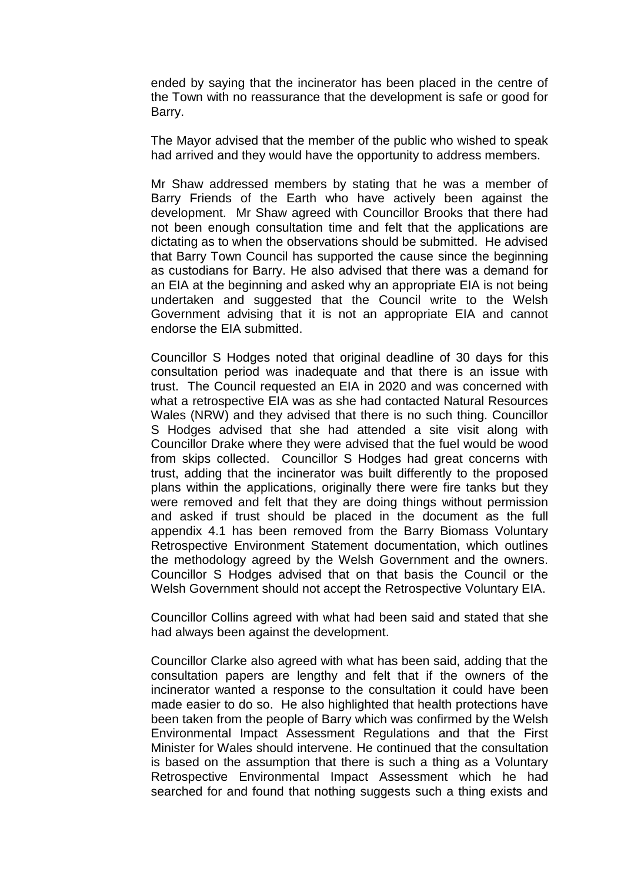ended by saying that the incinerator has been placed in the centre of the Town with no reassurance that the development is safe or good for Barry.

The Mayor advised that the member of the public who wished to speak had arrived and they would have the opportunity to address members.

Mr Shaw addressed members by stating that he was a member of Barry Friends of the Earth who have actively been against the development. Mr Shaw agreed with Councillor Brooks that there had not been enough consultation time and felt that the applications are dictating as to when the observations should be submitted. He advised that Barry Town Council has supported the cause since the beginning as custodians for Barry. He also advised that there was a demand for an EIA at the beginning and asked why an appropriate EIA is not being undertaken and suggested that the Council write to the Welsh Government advising that it is not an appropriate EIA and cannot endorse the EIA submitted.

Councillor S Hodges noted that original deadline of 30 days for this consultation period was inadequate and that there is an issue with trust. The Council requested an EIA in 2020 and was concerned with what a retrospective EIA was as she had contacted Natural Resources Wales (NRW) and they advised that there is no such thing. Councillor S Hodges advised that she had attended a site visit along with Councillor Drake where they were advised that the fuel would be wood from skips collected. Councillor S Hodges had great concerns with trust, adding that the incinerator was built differently to the proposed plans within the applications, originally there were fire tanks but they were removed and felt that they are doing things without permission and asked if trust should be placed in the document as the full appendix 4.1 has been removed from the Barry Biomass Voluntary Retrospective Environment Statement documentation, which outlines the methodology agreed by the Welsh Government and the owners. Councillor S Hodges advised that on that basis the Council or the Welsh Government should not accept the Retrospective Voluntary EIA.

Councillor Collins agreed with what had been said and stated that she had always been against the development.

Councillor Clarke also agreed with what has been said, adding that the consultation papers are lengthy and felt that if the owners of the incinerator wanted a response to the consultation it could have been made easier to do so. He also highlighted that health protections have been taken from the people of Barry which was confirmed by the Welsh Environmental Impact Assessment Regulations and that the First Minister for Wales should intervene. He continued that the consultation is based on the assumption that there is such a thing as a Voluntary Retrospective Environmental Impact Assessment which he had searched for and found that nothing suggests such a thing exists and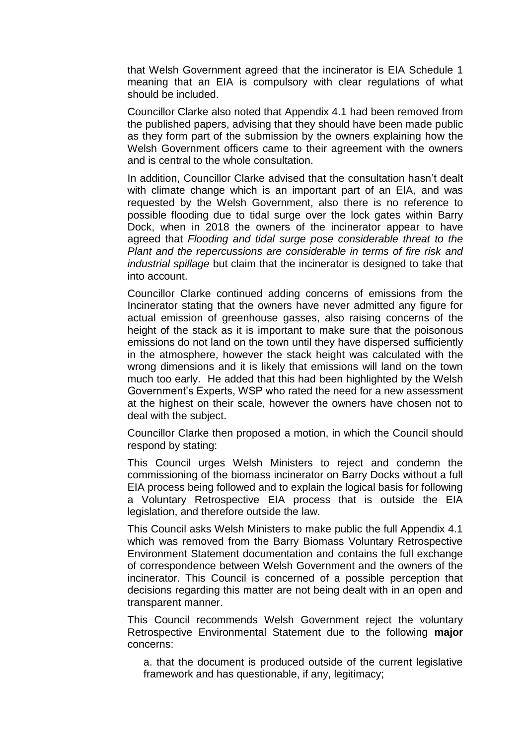that Welsh Government agreed that the incinerator is EIA Schedule 1 meaning that an EIA is compulsory with clear regulations of what should be included.

Councillor Clarke also noted that Appendix 4.1 had been removed from the published papers, advising that they should have been made public as they form part of the submission by the owners explaining how the Welsh Government officers came to their agreement with the owners and is central to the whole consultation.

In addition, Councillor Clarke advised that the consultation hasn't dealt with climate change which is an important part of an EIA, and was requested by the Welsh Government, also there is no reference to possible flooding due to tidal surge over the lock gates within Barry Dock, when in 2018 the owners of the incinerator appear to have agreed that *Flooding and tidal surge pose considerable threat to the Plant and the repercussions are considerable in terms of fire risk and industrial spillage* but claim that the incinerator is designed to take that into account.

Councillor Clarke continued adding concerns of emissions from the Incinerator stating that the owners have never admitted any figure for actual emission of greenhouse gasses, also raising concerns of the height of the stack as it is important to make sure that the poisonous emissions do not land on the town until they have dispersed sufficiently in the atmosphere, however the stack height was calculated with the wrong dimensions and it is likely that emissions will land on the town much too early. He added that this had been highlighted by the Welsh Government's Experts, WSP who rated the need for a new assessment at the highest on their scale, however the owners have chosen not to deal with the subject.

Councillor Clarke then proposed a motion, in which the Council should respond by stating:

This Council urges Welsh Ministers to reject and condemn the commissioning of the biomass incinerator on Barry Docks without a full EIA process being followed and to explain the logical basis for following a Voluntary Retrospective EIA process that is outside the EIA legislation, and therefore outside the law.

This Council asks Welsh Ministers to make public the full Appendix 4.1 which was removed from the Barry Biomass Voluntary Retrospective Environment Statement documentation and contains the full exchange of correspondence between Welsh Government and the owners of the incinerator. This Council is concerned of a possible perception that decisions regarding this matter are not being dealt with in an open and transparent manner.

This Council recommends Welsh Government reject the voluntary Retrospective Environmental Statement due to the following **major** concerns:

a. that the document is produced outside of the current legislative framework and has questionable, if any, legitimacy;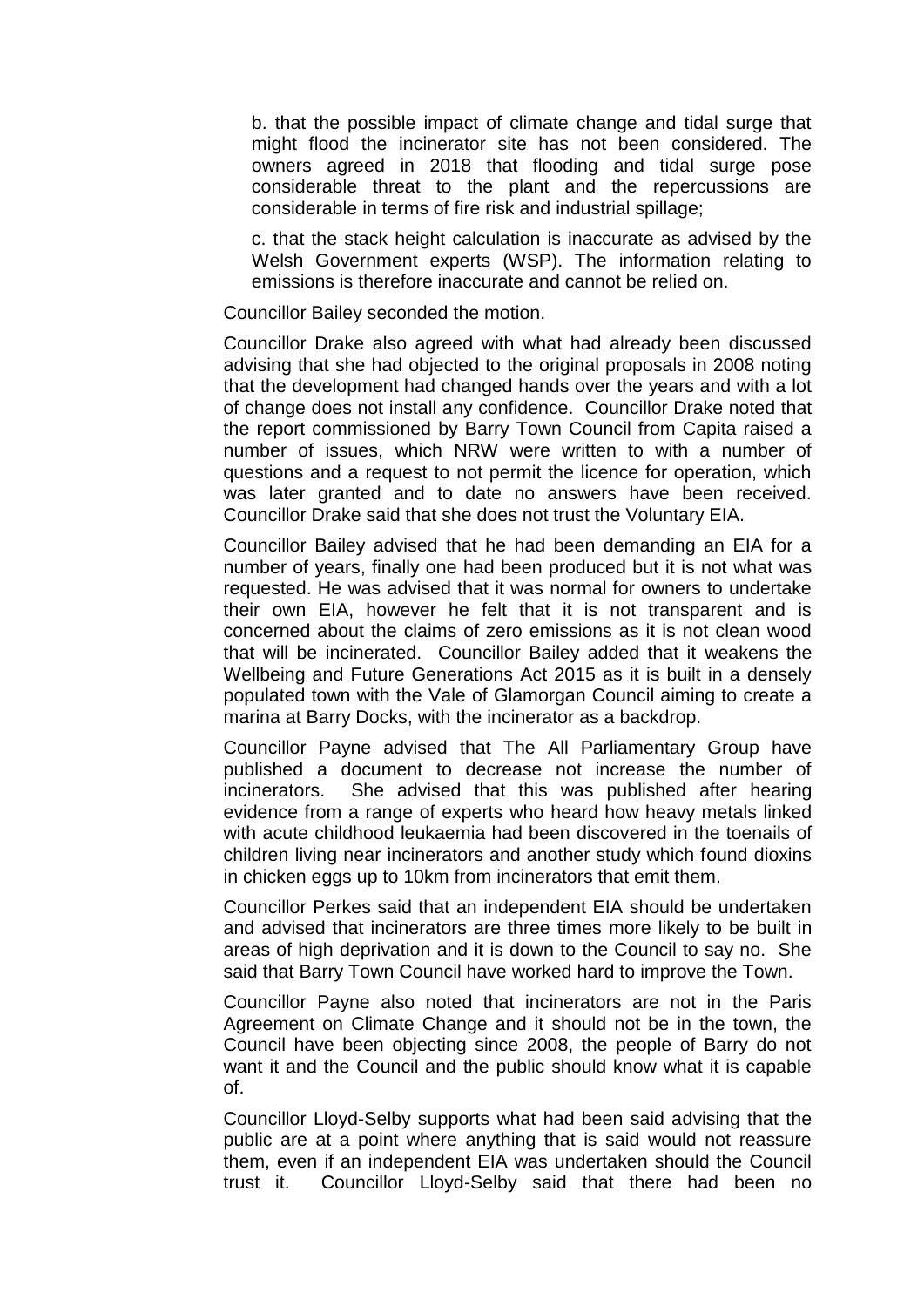b. that the possible impact of climate change and tidal surge that might flood the incinerator site has not been considered. The owners agreed in 2018 that flooding and tidal surge pose considerable threat to the plant and the repercussions are considerable in terms of fire risk and industrial spillage;

c. that the stack height calculation is inaccurate as advised by the Welsh Government experts (WSP). The information relating to emissions is therefore inaccurate and cannot be relied on.

Councillor Bailey seconded the motion.

Councillor Drake also agreed with what had already been discussed advising that she had objected to the original proposals in 2008 noting that the development had changed hands over the years and with a lot of change does not install any confidence. Councillor Drake noted that the report commissioned by Barry Town Council from Capita raised a number of issues, which NRW were written to with a number of questions and a request to not permit the licence for operation, which was later granted and to date no answers have been received. Councillor Drake said that she does not trust the Voluntary EIA.

Councillor Bailey advised that he had been demanding an EIA for a number of years, finally one had been produced but it is not what was requested. He was advised that it was normal for owners to undertake their own EIA, however he felt that it is not transparent and is concerned about the claims of zero emissions as it is not clean wood that will be incinerated. Councillor Bailey added that it weakens the Wellbeing and Future Generations Act 2015 as it is built in a densely populated town with the Vale of Glamorgan Council aiming to create a marina at Barry Docks, with the incinerator as a backdrop.

Councillor Payne advised that The All Parliamentary Group have published a document to decrease not increase the number of incinerators. She advised that this was published after hearing evidence from a range of experts who heard how heavy metals linked with acute childhood leukaemia had been discovered in the toenails of children living near incinerators and another study which found dioxins in chicken eggs up to 10km from incinerators that emit them.

Councillor Perkes said that an independent EIA should be undertaken and advised that incinerators are three times more likely to be built in areas of high deprivation and it is down to the Council to say no. She said that Barry Town Council have worked hard to improve the Town.

Councillor Payne also noted that incinerators are not in the Paris Agreement on Climate Change and it should not be in the town, the Council have been objecting since 2008, the people of Barry do not want it and the Council and the public should know what it is capable of.

Councillor Lloyd-Selby supports what had been said advising that the public are at a point where anything that is said would not reassure them, even if an independent EIA was undertaken should the Council trust it. Councillor Lloyd-Selby said that there had been no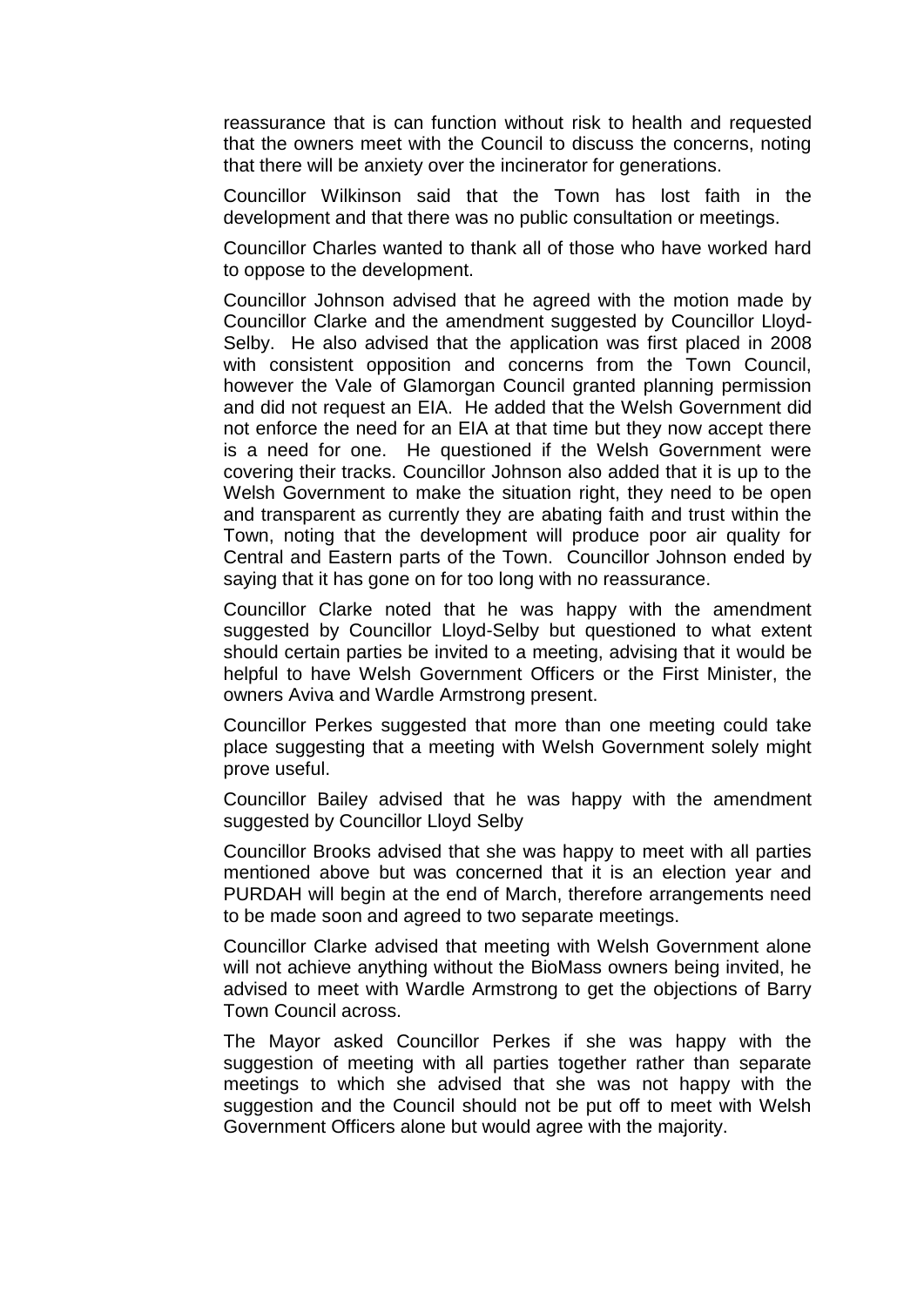reassurance that is can function without risk to health and requested that the owners meet with the Council to discuss the concerns, noting that there will be anxiety over the incinerator for generations.

Councillor Wilkinson said that the Town has lost faith in the development and that there was no public consultation or meetings.

Councillor Charles wanted to thank all of those who have worked hard to oppose to the development.

Councillor Johnson advised that he agreed with the motion made by Councillor Clarke and the amendment suggested by Councillor Lloyd-Selby. He also advised that the application was first placed in 2008 with consistent opposition and concerns from the Town Council, however the Vale of Glamorgan Council granted planning permission and did not request an EIA. He added that the Welsh Government did not enforce the need for an EIA at that time but they now accept there is a need for one. He questioned if the Welsh Government were covering their tracks. Councillor Johnson also added that it is up to the Welsh Government to make the situation right, they need to be open and transparent as currently they are abating faith and trust within the Town, noting that the development will produce poor air quality for Central and Eastern parts of the Town. Councillor Johnson ended by saying that it has gone on for too long with no reassurance.

Councillor Clarke noted that he was happy with the amendment suggested by Councillor Lloyd-Selby but questioned to what extent should certain parties be invited to a meeting, advising that it would be helpful to have Welsh Government Officers or the First Minister, the owners Aviva and Wardle Armstrong present.

Councillor Perkes suggested that more than one meeting could take place suggesting that a meeting with Welsh Government solely might prove useful.

Councillor Bailey advised that he was happy with the amendment suggested by Councillor Lloyd Selby

Councillor Brooks advised that she was happy to meet with all parties mentioned above but was concerned that it is an election year and PURDAH will begin at the end of March, therefore arrangements need to be made soon and agreed to two separate meetings.

Councillor Clarke advised that meeting with Welsh Government alone will not achieve anything without the BioMass owners being invited, he advised to meet with Wardle Armstrong to get the objections of Barry Town Council across.

The Mayor asked Councillor Perkes if she was happy with the suggestion of meeting with all parties together rather than separate meetings to which she advised that she was not happy with the suggestion and the Council should not be put off to meet with Welsh Government Officers alone but would agree with the majority.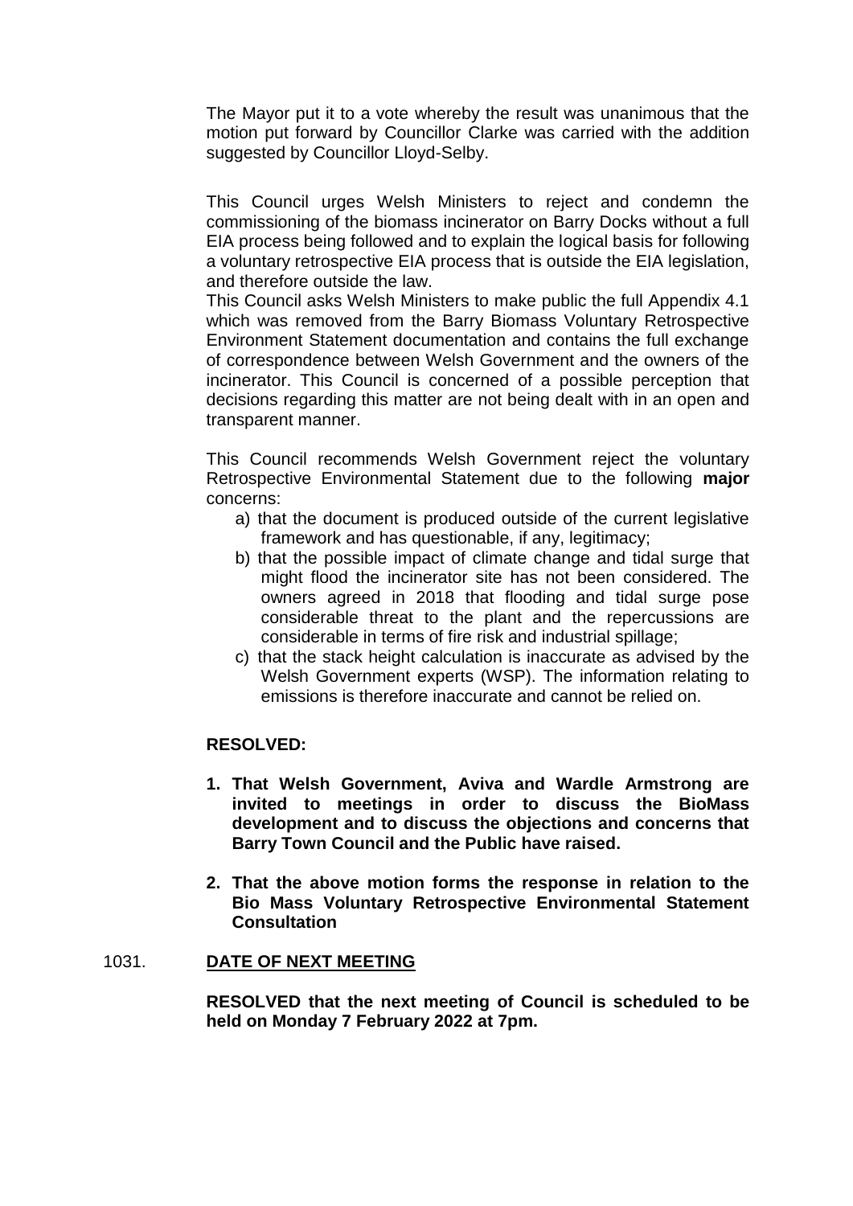The Mayor put it to a vote whereby the result was unanimous that the motion put forward by Councillor Clarke was carried with the addition suggested by Councillor Lloyd-Selby.

This Council urges Welsh Ministers to reject and condemn the commissioning of the biomass incinerator on Barry Docks without a full EIA process being followed and to explain the logical basis for following a voluntary retrospective EIA process that is outside the EIA legislation, and therefore outside the law.
This Council asks Welsh Ministers to make public the full Appendix 4.1 which was removed from the Barry Biomass Voluntary Retrospective Environment Statement documentation and contains the full exchange of correspondence between Welsh Government and the owners of the incinerator. This Council is concerned of a possible perception that decisions regarding this matter are not being dealt with in an open and transparent manner.

This Council recommends Welsh Government reject the voluntary Retrospective Environmental Statement due to the following **major** concerns:

a) that the document is produced outside of the current legislative framework and has questionable, if any, legitimacy;
b) that the possible impact of climate change and tidal surge that might flood the incinerator site has not been considered. The owners agreed in 2018 that flooding and tidal surge pose considerable threat to the plant and the repercussions are considerable in terms of fire risk and industrial spillage;
c) that the stack height calculation is inaccurate as advised by the Welsh Government experts (WSP). The information relating to emissions is therefore inaccurate and cannot be relied on.

**RESOLVED:**

1. **That Welsh Government, Aviva and Wardle Armstrong are invited to meetings in order to discuss the BioMass development and to discuss the objections and concerns that Barry Town Council and the Public have raised.**

2. **That the above motion forms the response in relation to the Bio Mass Voluntary Retrospective Environmental Statement Consultation**

## 1031. DATE OF NEXT MEETING

**RESOLVED that the next meeting of Council is scheduled to be held on Monday 7 February 2022 at 7pm.**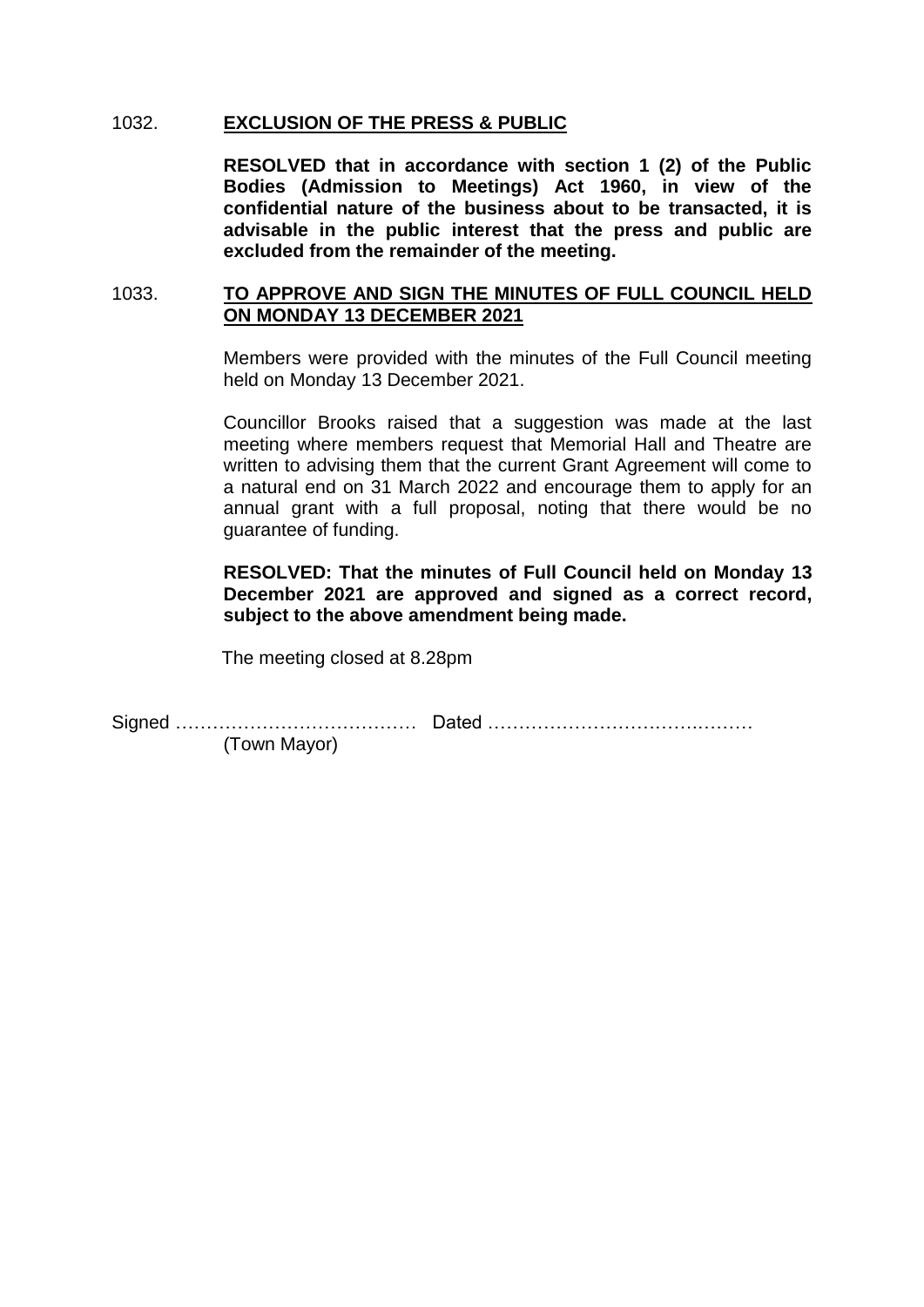1032. **EXCLUSION OF THE PRESS & PUBLIC**

**RESOLVED that in accordance with section 1 (2) of the Public Bodies (Admission to Meetings) Act 1960, in view of the confidential nature of the business about to be transacted, it is advisable in the public interest that the press and public are excluded from the remainder of the meeting.**

1033. **TO APPROVE AND SIGN THE MINUTES OF FULL COUNCIL HELD ON MONDAY 13 DECEMBER 2021**

Members were provided with the minutes of the Full Council meeting held on Monday 13 December 2021.

Councillor Brooks raised that a suggestion was made at the last meeting where members request that Memorial Hall and Theatre are written to advising them that the current Grant Agreement will come to a natural end on 31 March 2022 and encourage them to apply for an annual grant with a full proposal, noting that there would be no guarantee of funding.

**RESOLVED: That the minutes of Full Council held on Monday 13 December 2021 are approved and signed as a correct record, subject to the above amendment being made.**

The meeting closed at 8.28pm

Signed ………………………………… Dated ………………………………………
(Town Mayor)